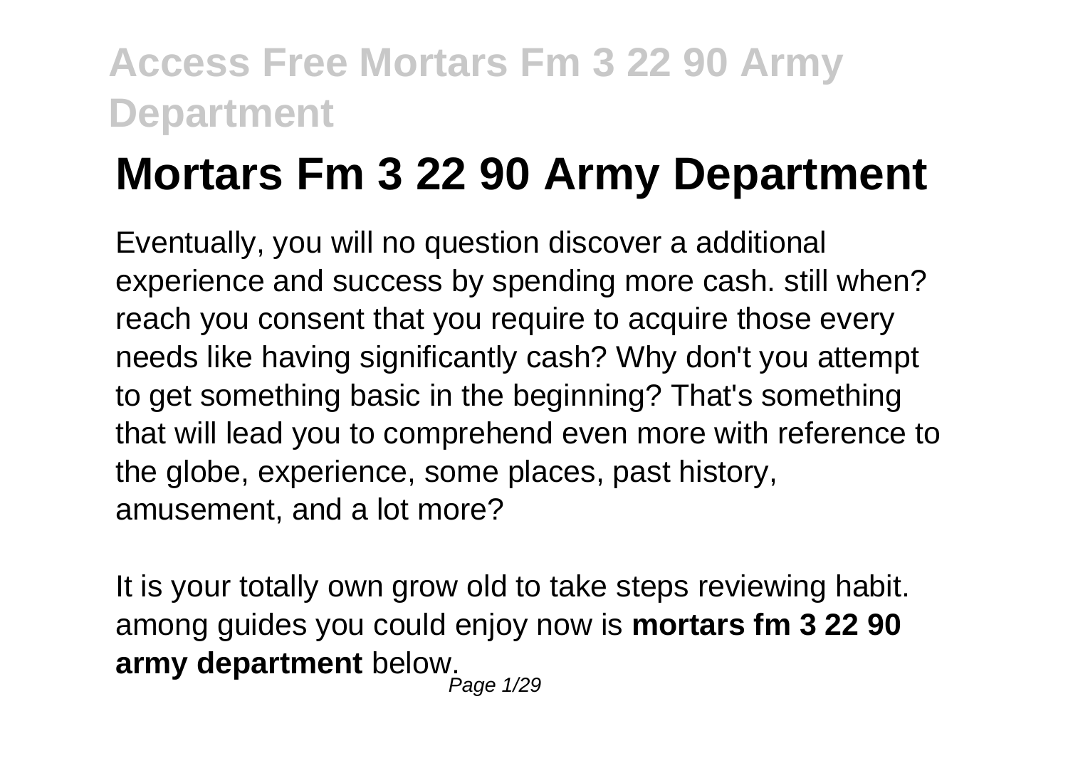# Mortars Fm 3 22 90 Army Department

Eventually, you will no question discover a additional experience and success by spending more cash. still when? reach you consent that you require to acquire those every needs like having significantly cash? Why don't you attempt to get something basic in the beginning? That's something that will lead you to comprehend even more with reference to the globe, experience, some places, past history, amusement, and a lot more?

It is your totally own grow old to take steps reviewing habit. among guides you could enjoy now is **mortars fm 3 22 90 army department** below.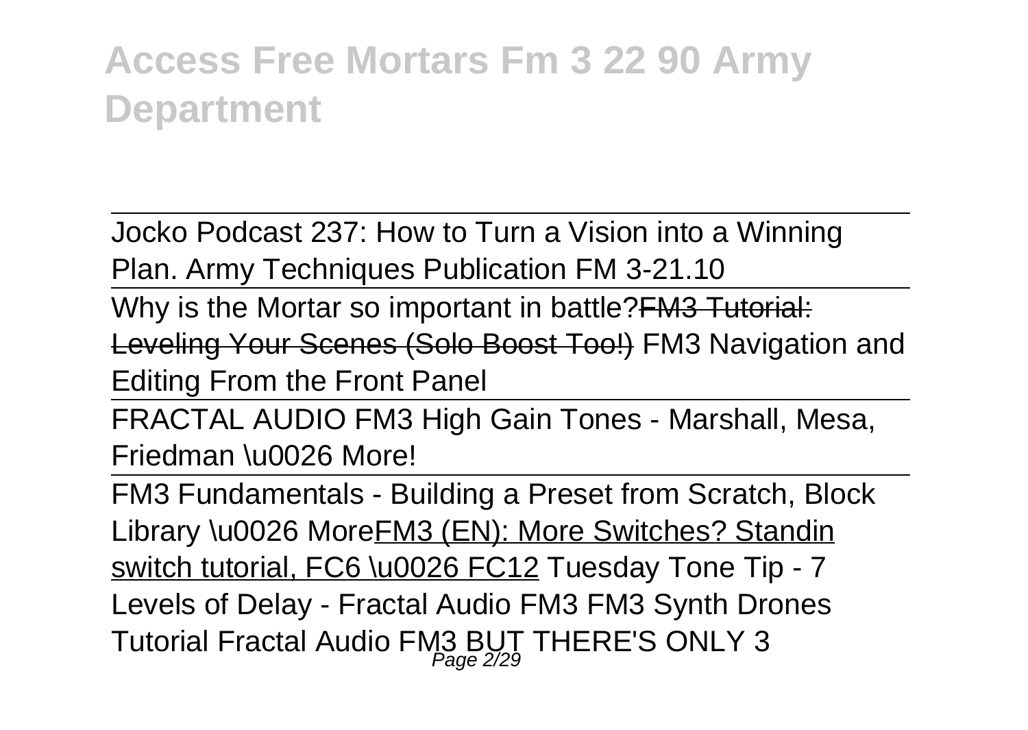# Access Free Mortars Fm 3 22 90 Army Department

Jocko Podcast 237: How to Turn a Vision into a Winning Plan. Army Techniques Publication FM 3-21.10

Why is the Mortar so important in battle?~~FM3 Tutorial: Leveling Your Scenes (Solo Boost Too!)~~ FM3 Navigation and Editing From the Front Panel

FRACTAL AUDIO FM3 High Gain Tones - Marshall, Mesa, Friedman \u0026 More!

FM3 Fundamentals - Building a Preset from Scratch, Block Library \u0026 MoreFM3 (EN): More Switches? Standin switch tutorial, FC6 \u0026 FC12 Tuesday Tone Tip - 7 Levels of Delay - Fractal Audio FM3 FM3 Synth Drones Tutorial Fractal Audio FM3 BUT THERE'S ONLY 3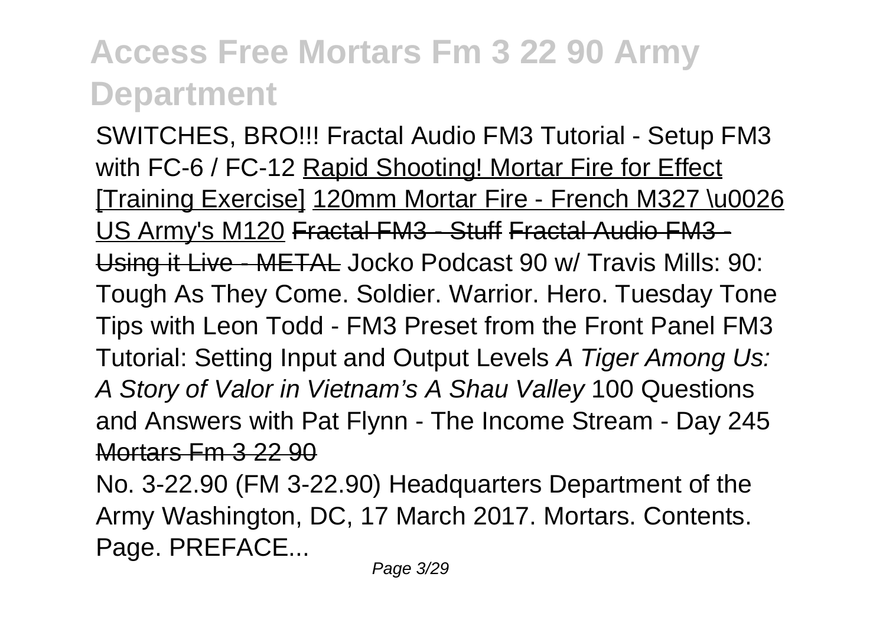SWITCHES, BRO!!! Fractal Audio FM3 Tutorial - Setup FM3 with FC-6 / FC-12 Rapid Shooting! Mortar Fire for Effect [Training Exercise] 120mm Mortar Fire - French M327 \u0026 US Army's M120 ~~Fractal FM3 - Stuff~~ ~~Fractal Audio FM3 - Using it Live - METAL~~ Jocko Podcast 90 w/ Travis Mills: 90: Tough As They Come. Soldier. Warrior. Hero. Tuesday Tone Tips with Leon Todd - FM3 Preset from the Front Panel FM3 Tutorial: Setting Input and Output Levels *A Tiger Among Us: A Story of Valor in Vietnam's A Shau Valley* 100 Questions and Answers with Pat Flynn - The Income Stream - Day 245 ~~Mortars Fm 3 22 90~~

No. 3-22.90 (FM 3-22.90) Headquarters Department of the Army Washington, DC, 17 March 2017. Mortars. Contents. Page. PREFACE...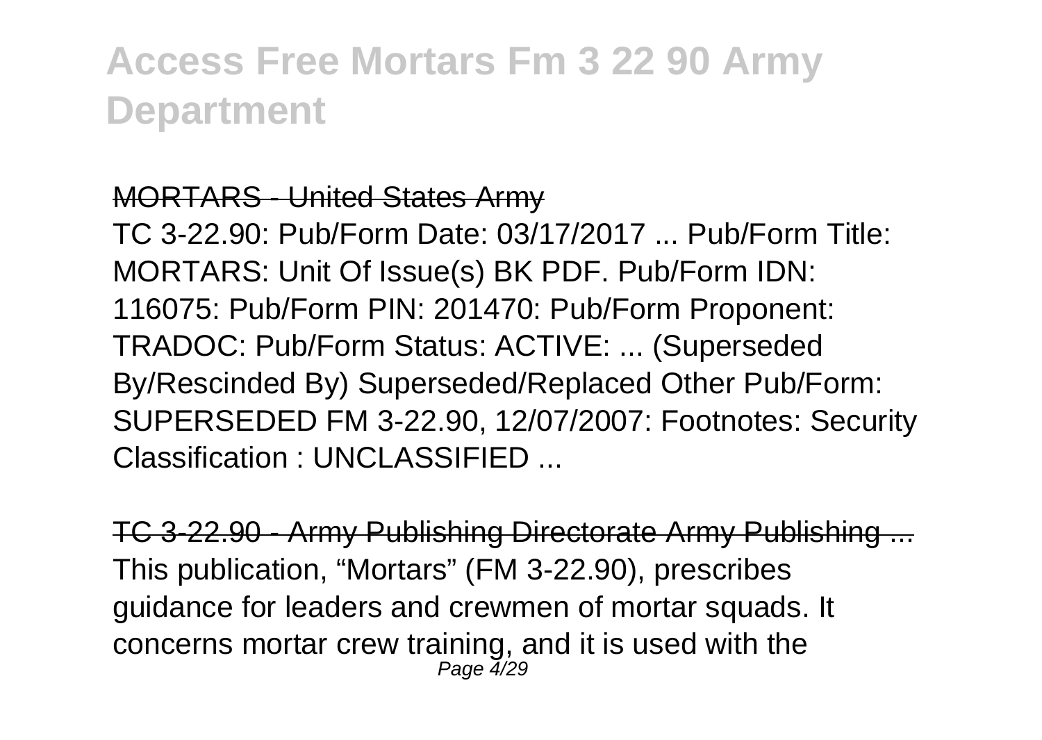# Access Free Mortars Fm 3 22 90 Army Department

## MORTARS - United States Army

TC 3-22.90: Pub/Form Date: 03/17/2017 ... Pub/Form Title: MORTARS: Unit Of Issue(s) BK PDF. Pub/Form IDN: 116075: Pub/Form PIN: 201470: Pub/Form Proponent: TRADOC: Pub/Form Status: ACTIVE: ... (Superseded By/Rescinded By) Superseded/Replaced Other Pub/Form: SUPERSEDED FM 3-22.90, 12/07/2007: Footnotes: Security Classification : UNCLASSIFIED ...

## TC 3-22.90 - Army Publishing Directorate Army Publishing ...

This publication, "Mortars" (FM 3-22.90), prescribes guidance for leaders and crewmen of mortar squads. It concerns mortar crew training, and it is used with the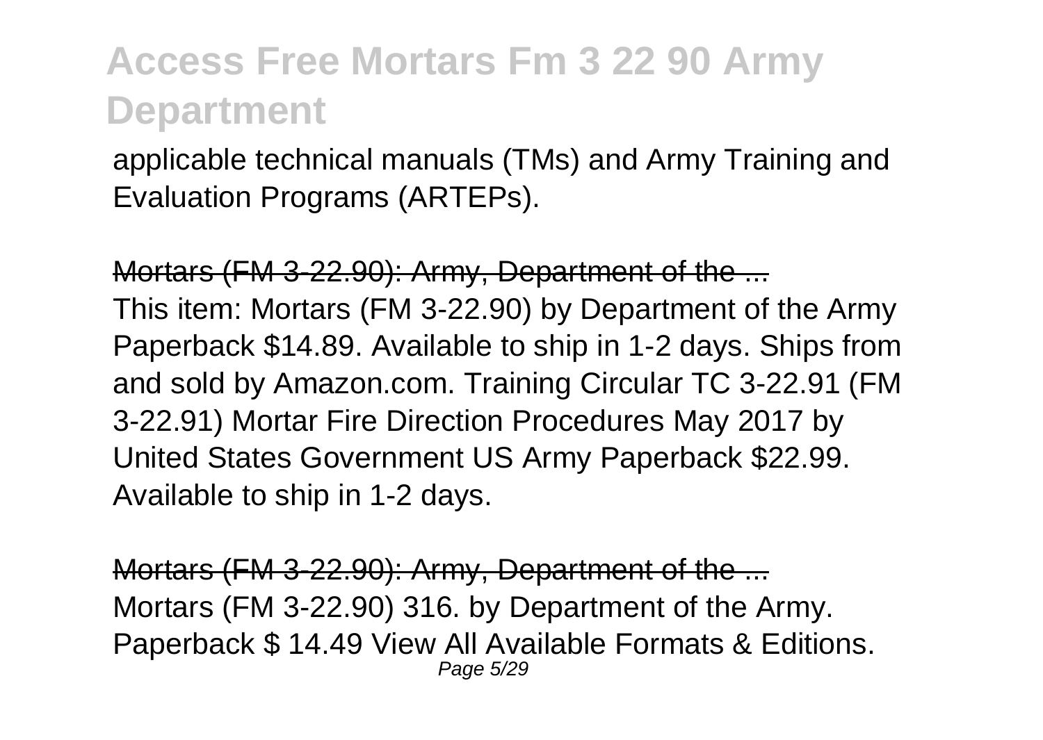applicable technical manuals (TMs) and Army Training and Evaluation Programs (ARTEPs).

Mortars (FM 3-22.90): Army, Department of the ...

This item: Mortars (FM 3-22.90) by Department of the Army Paperback $14.89. Available to ship in 1-2 days. Ships from and sold by Amazon.com. Training Circular TC 3-22.91 (FM 3-22.91) Mortar Fire Direction Procedures May 2017 by United States Government US Army Paperback $22.99. Available to ship in 1-2 days.

Mortars (FM 3-22.90): Army, Department of the ...

Mortars (FM 3-22.90) 316. by Department of the Army. Paperback $ 14.49 View All Available Formats & Editions.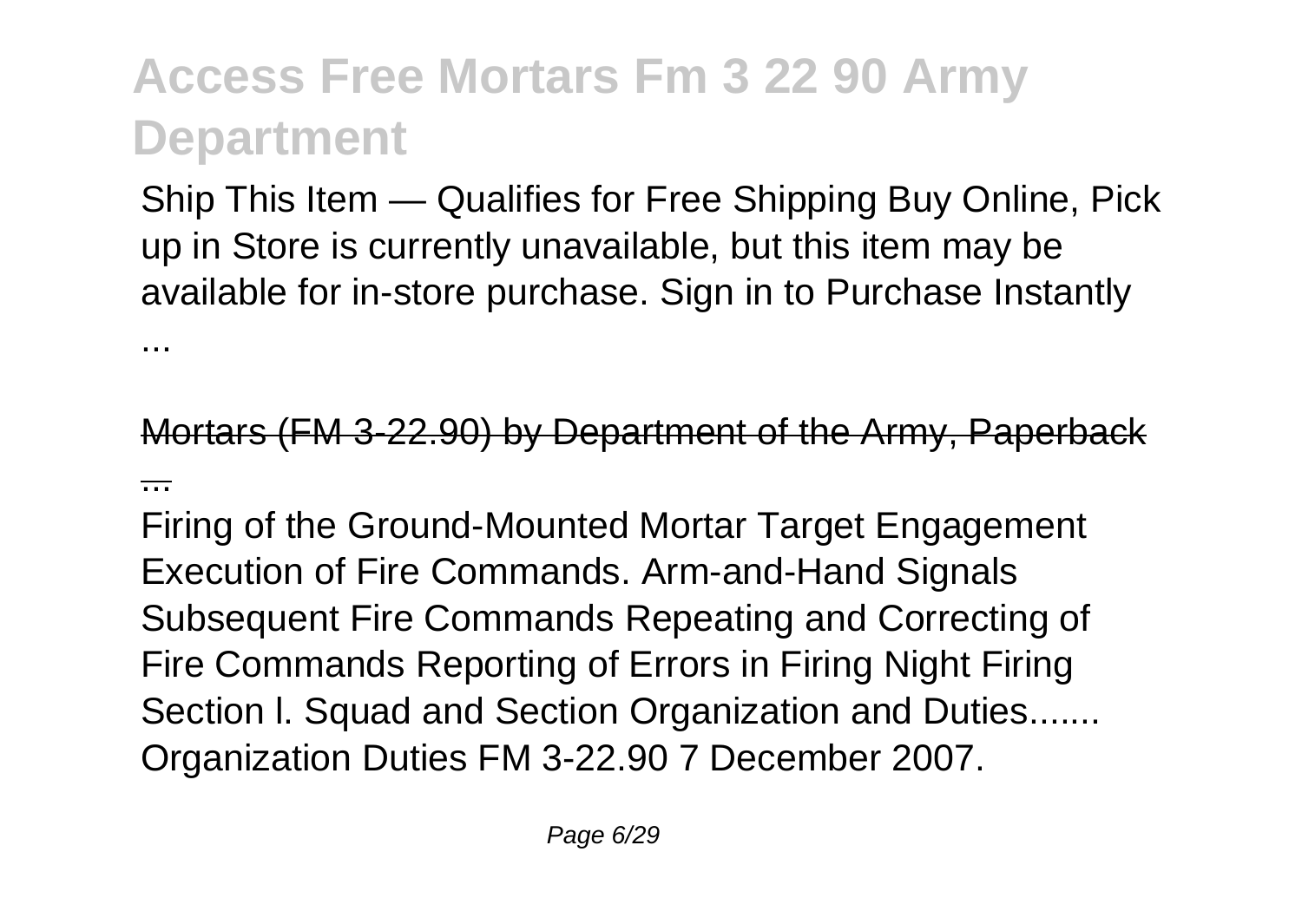Ship This Item — Qualifies for Free Shipping Buy Online, Pick up in Store is currently unavailable, but this item may be available for in-store purchase. Sign in to Purchase Instantly ...

Mortars (FM 3-22.90) by Department of the Army, Paperback ...

Firing of the Ground-Mounted Mortar Target Engagement Execution of Fire Commands. Arm-and-Hand Signals Subsequent Fire Commands Repeating and Correcting of Fire Commands Reporting of Errors in Firing Night Firing Section l. Squad and Section Organization and Duties....... Organization Duties FM 3-22.90 7 December 2007.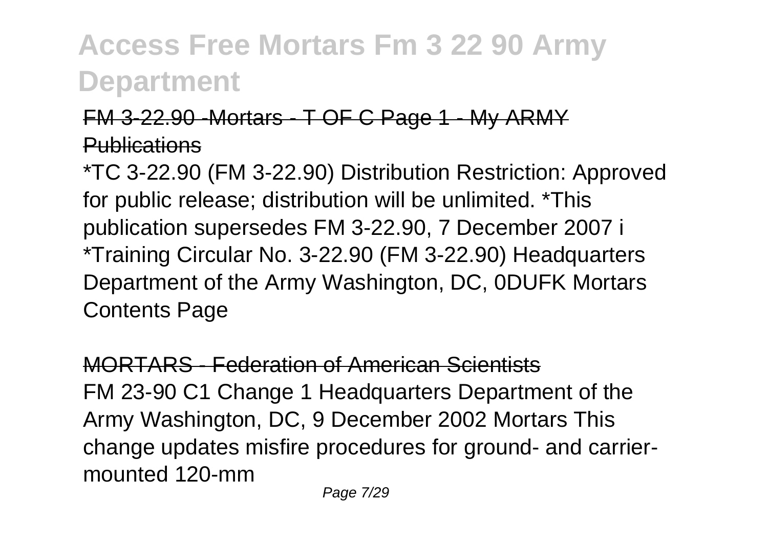# Access Free Mortars Fm 3 22 90 Army Department

FM 3-22.90 -Mortars - T OF C Page 1 - My ARMY Publications

*TC 3-22.90 (FM 3-22.90) Distribution Restriction: Approved for public release; distribution will be unlimited. *This publication supersedes FM 3-22.90, 7 December 2007 i *Training Circular No. 3-22.90 (FM 3-22.90) Headquarters Department of the Army Washington, DC, 0DUFK Mortars Contents Page

MORTARS - Federation of American Scientists

FM 23-90 C1 Change 1 Headquarters Department of the Army Washington, DC, 9 December 2002 Mortars This change updates misfire procedures for ground- and carrier-mounted 120-mm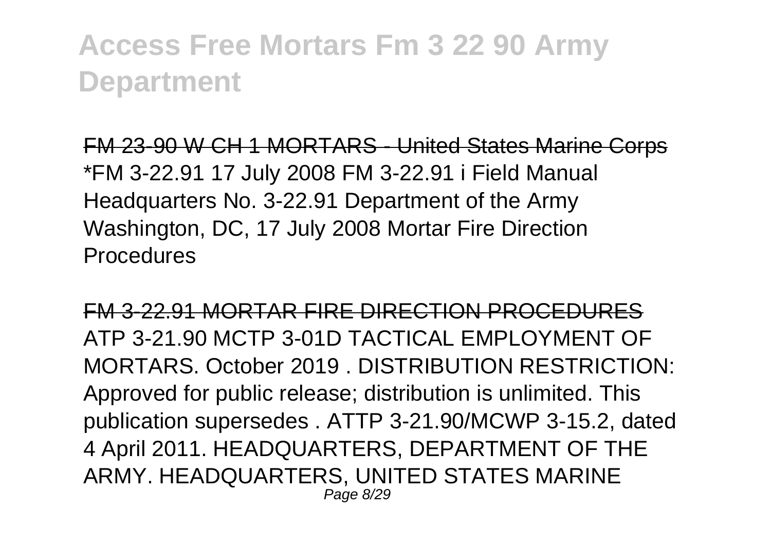# Access Free Mortars Fm 3 22 90 Army Department

FM 23-90 W CH 1 MORTARS - United States Marine Corps

*FM 3-22.91 17 July 2008 FM 3-22.91 i Field Manual Headquarters No. 3-22.91 Department of the Army Washington, DC, 17 July 2008 Mortar Fire Direction Procedures

FM 3-22.91 MORTAR FIRE DIRECTION PROCEDURES

ATP 3-21.90 MCTP 3-01D TACTICAL EMPLOYMENT OF MORTARS. October 2019 . DISTRIBUTION RESTRICTION: Approved for public release; distribution is unlimited. This publication supersedes . ATTP 3-21.90/MCWP 3-15.2, dated 4 April 2011. HEADQUARTERS, DEPARTMENT OF THE ARMY. HEADQUARTERS, UNITED STATES MARINE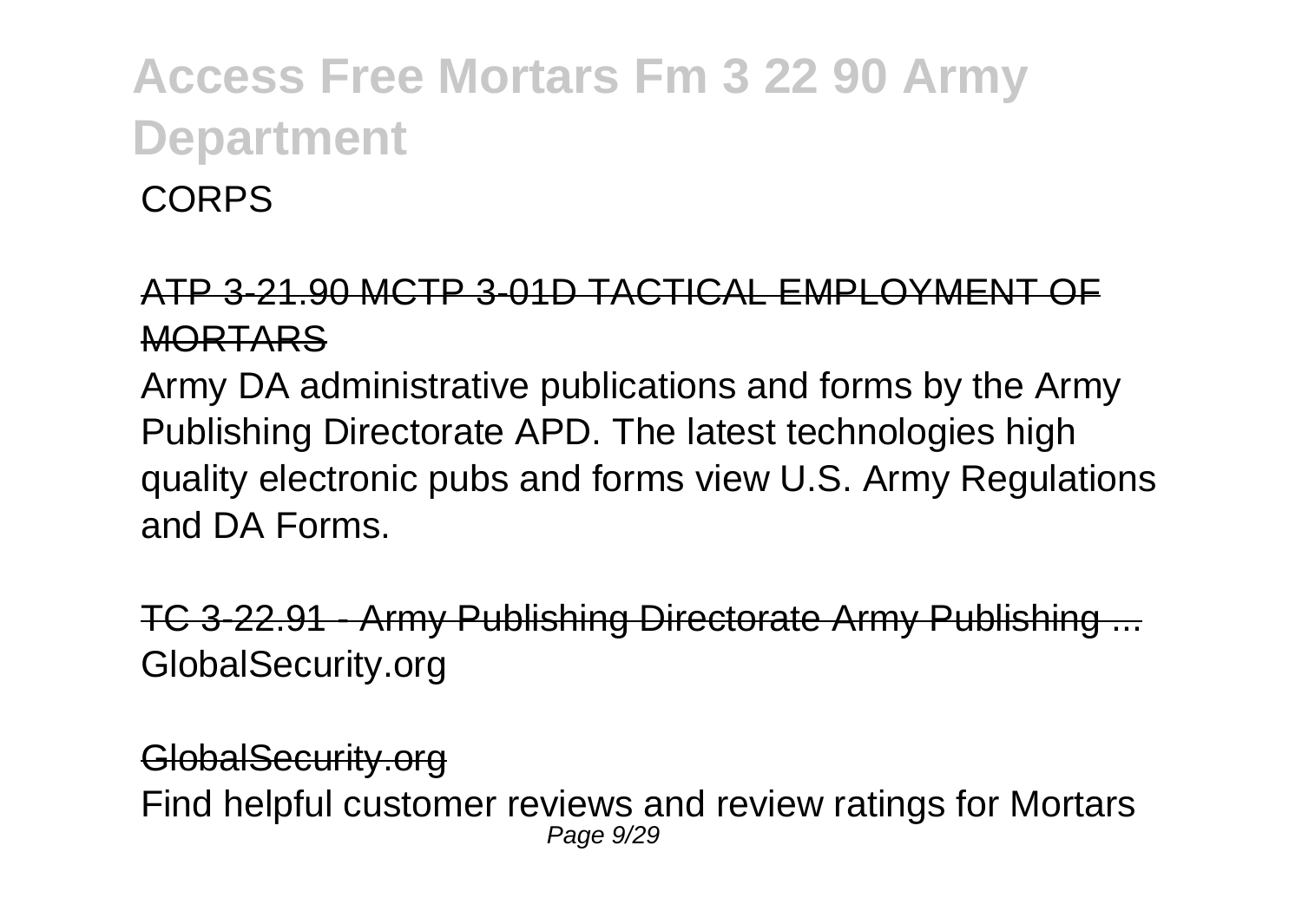# Access Free Mortars Fm 3 22 90 Army Department

CORPS

ATP 3-21.90 MCTP 3-01D TACTICAL EMPLOYMENT OF MORTARS

Army DA administrative publications and forms by the Army Publishing Directorate APD. The latest technologies high quality electronic pubs and forms view U.S. Army Regulations and DA Forms.

TC 3-22.91 - Army Publishing Directorate Army Publishing ...
GlobalSecurity.org

GlobalSecurity.org
Find helpful customer reviews and review ratings for Mortars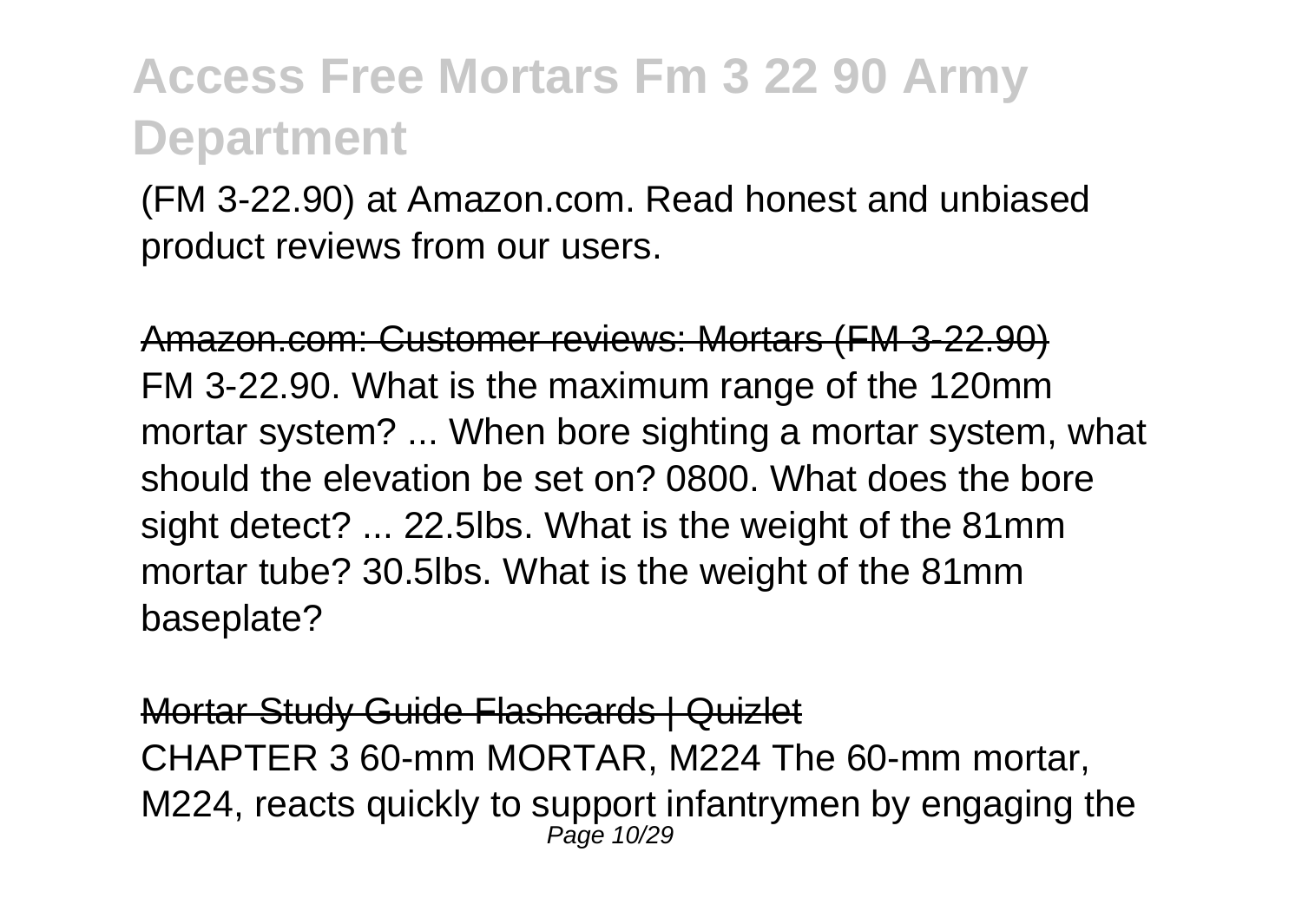(FM 3-22.90) at Amazon.com. Read honest and unbiased product reviews from our users.

Amazon.com: Customer reviews: Mortars (FM 3-22.90)

FM 3-22.90. What is the maximum range of the 120mm mortar system? ... When bore sighting a mortar system, what should the elevation be set on? 0800. What does the bore sight detect? ... 22.5lbs. What is the weight of the 81mm mortar tube? 30.5lbs. What is the weight of the 81mm baseplate?

Mortar Study Guide Flashcards | Quizlet

CHAPTER 3 60-mm MORTAR, M224 The 60-mm mortar, M224, reacts quickly to support infantrymen by engaging the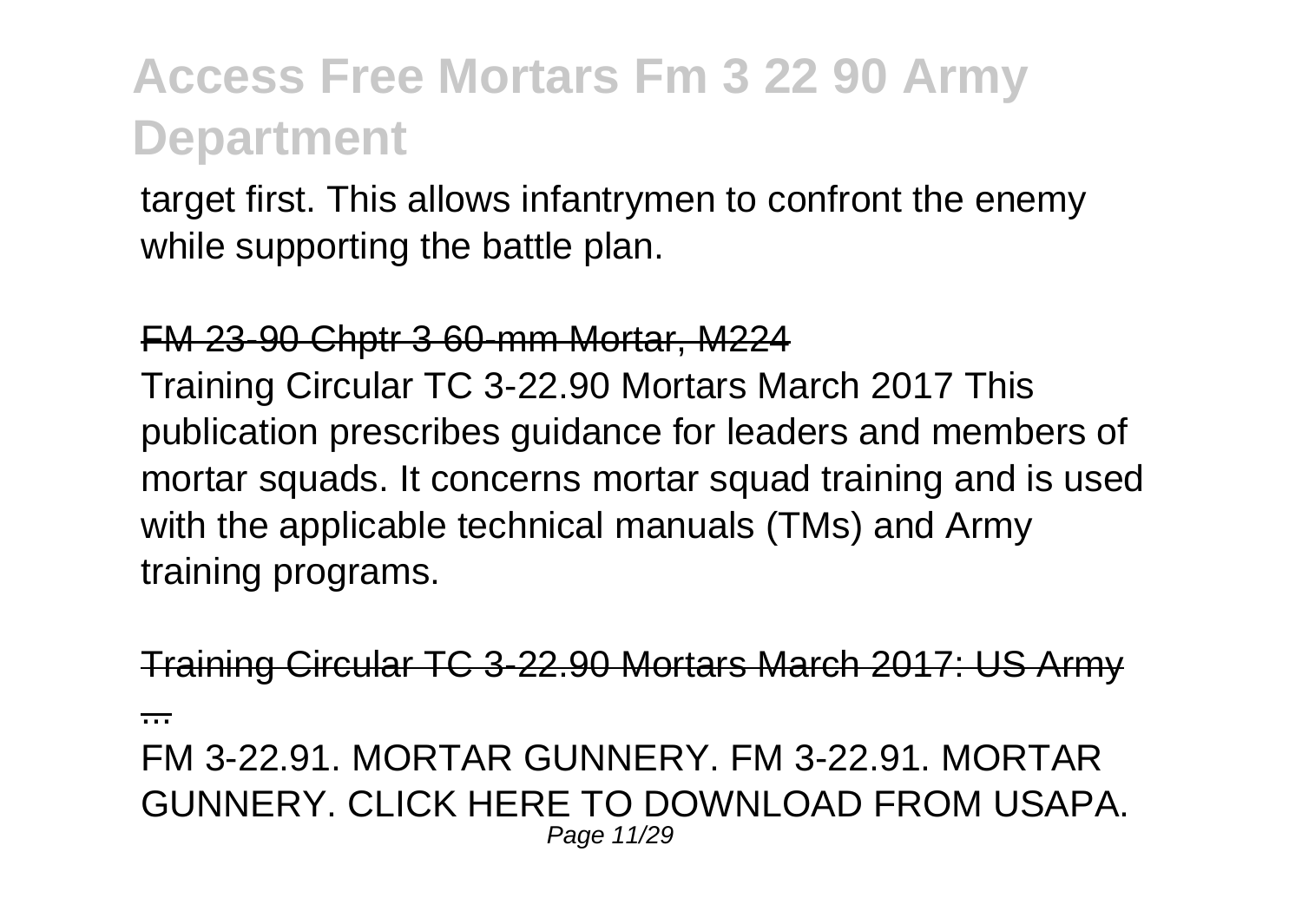target first. This allows infantrymen to confront the enemy while supporting the battle plan.

FM 23-90 Chptr 3 60-mm Mortar, M224

Training Circular TC 3-22.90 Mortars March 2017 This publication prescribes guidance for leaders and members of mortar squads. It concerns mortar squad training and is used with the applicable technical manuals (TMs) and Army training programs.

Training Circular TC 3-22.90 Mortars March 2017: US Army ...

FM 3-22.91. MORTAR GUNNERY. FM 3-22.91. MORTAR GUNNERY. CLICK HERE TO DOWNLOAD FROM USAPA.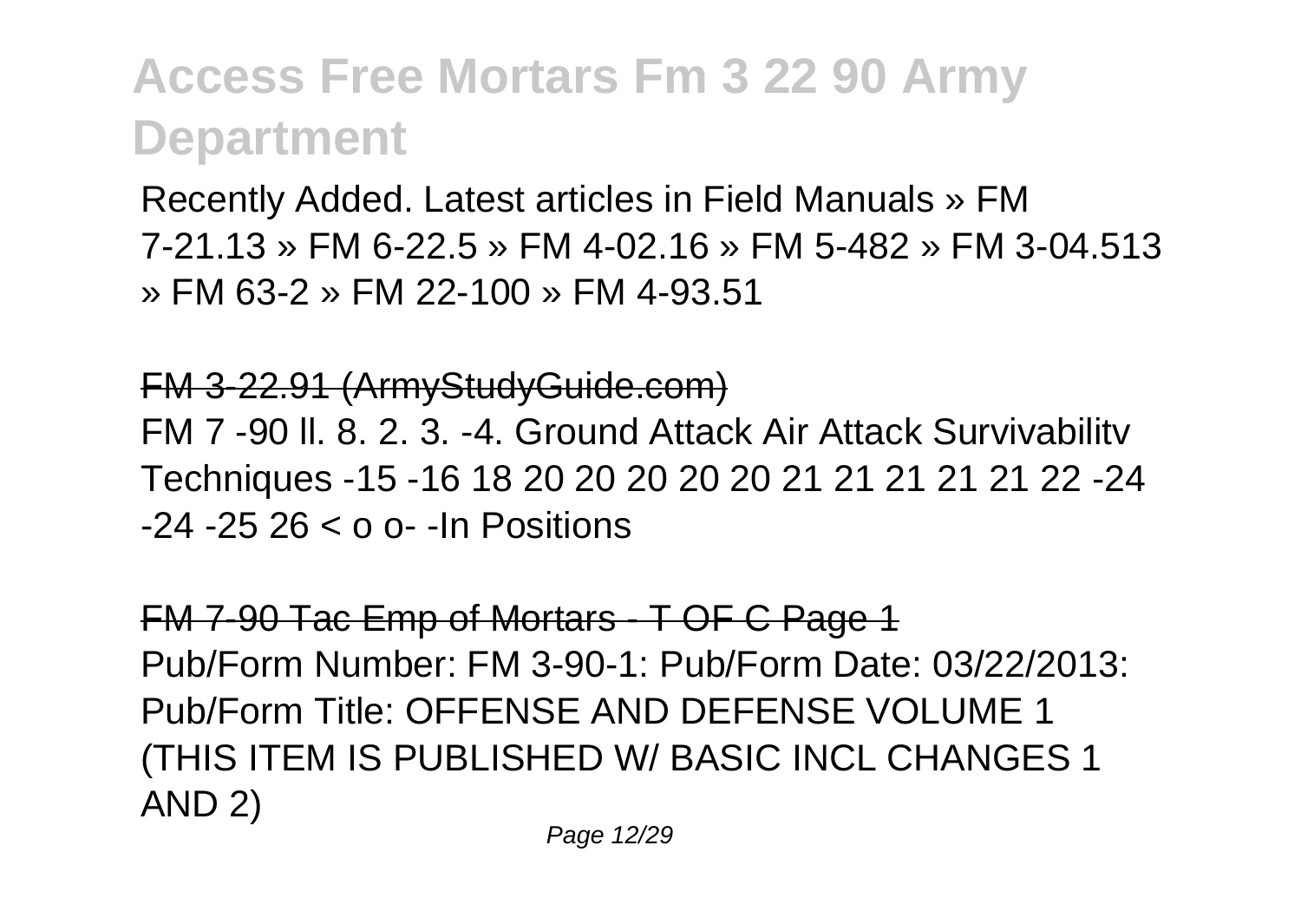Recently Added. Latest articles in Field Manuals » FM 7-21.13 » FM 6-22.5 » FM 4-02.16 » FM 5-482 » FM 3-04.513 » FM 63-2 » FM 22-100 » FM 4-93.51

FM 3-22.91 (ArmyStudyGuide.com)

FM 7 -90 ll. 8. 2. 3. -4. Ground Attack Air Attack Survivabilitv Techniques -15 -16 18 20 20 20 20 20 21 21 21 21 21 22 -24 -24 -25 26 < o o- -In Positions

FM 7-90 Tac Emp of Mortars - T OF C Page 1

Pub/Form Number: FM 3-90-1: Pub/Form Date: 03/22/2013: Pub/Form Title: OFFENSE AND DEFENSE VOLUME 1 (THIS ITEM IS PUBLISHED W/ BASIC INCL CHANGES 1 AND 2)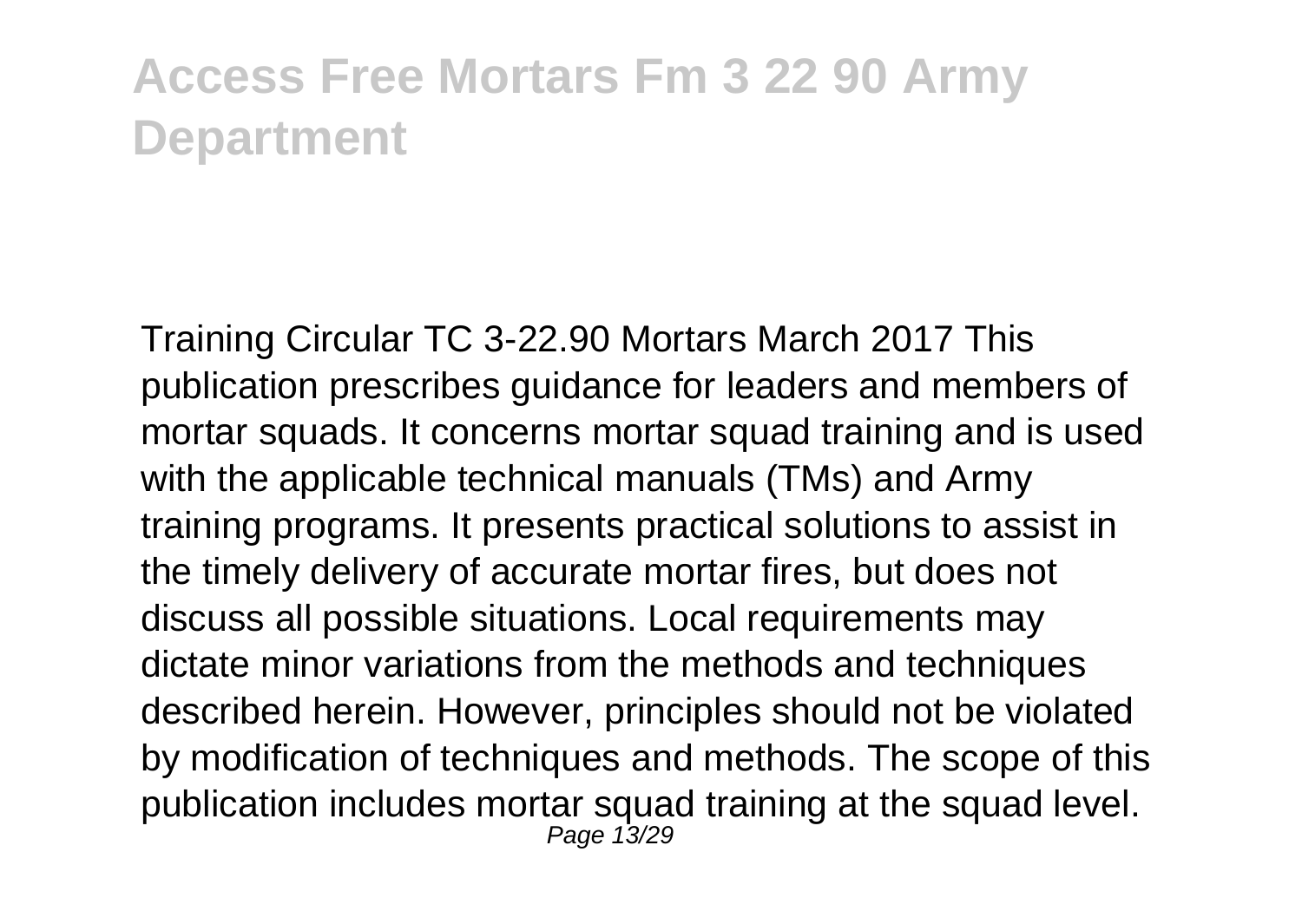Training Circular TC 3-22.90 Mortars March 2017 This publication prescribes guidance for leaders and members of mortar squads. It concerns mortar squad training and is used with the applicable technical manuals (TMs) and Army training programs. It presents practical solutions to assist in the timely delivery of accurate mortar fires, but does not discuss all possible situations. Local requirements may dictate minor variations from the methods and techniques described herein. However, principles should not be violated by modification of techniques and methods. The scope of this publication includes mortar squad training at the squad level.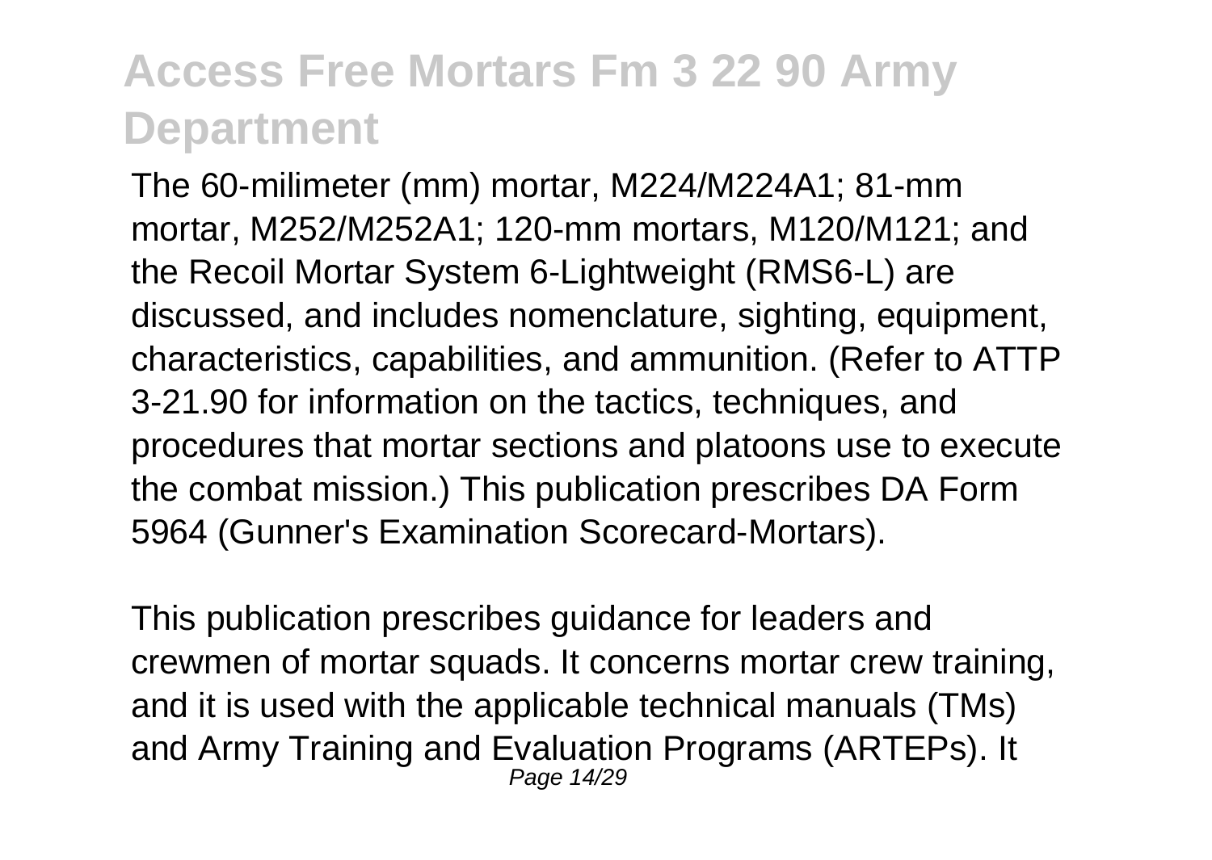The 60-milimeter (mm) mortar, M224/M224A1; 81-mm mortar, M252/M252A1; 120-mm mortars, M120/M121; and the Recoil Mortar System 6-Lightweight (RMS6-L) are discussed, and includes nomenclature, sighting, equipment, characteristics, capabilities, and ammunition. (Refer to ATTP 3-21.90 for information on the tactics, techniques, and procedures that mortar sections and platoons use to execute the combat mission.) This publication prescribes DA Form 5964 (Gunner's Examination Scorecard-Mortars).

This publication prescribes guidance for leaders and crewmen of mortar squads. It concerns mortar crew training, and it is used with the applicable technical manuals (TMs) and Army Training and Evaluation Programs (ARTEPs). It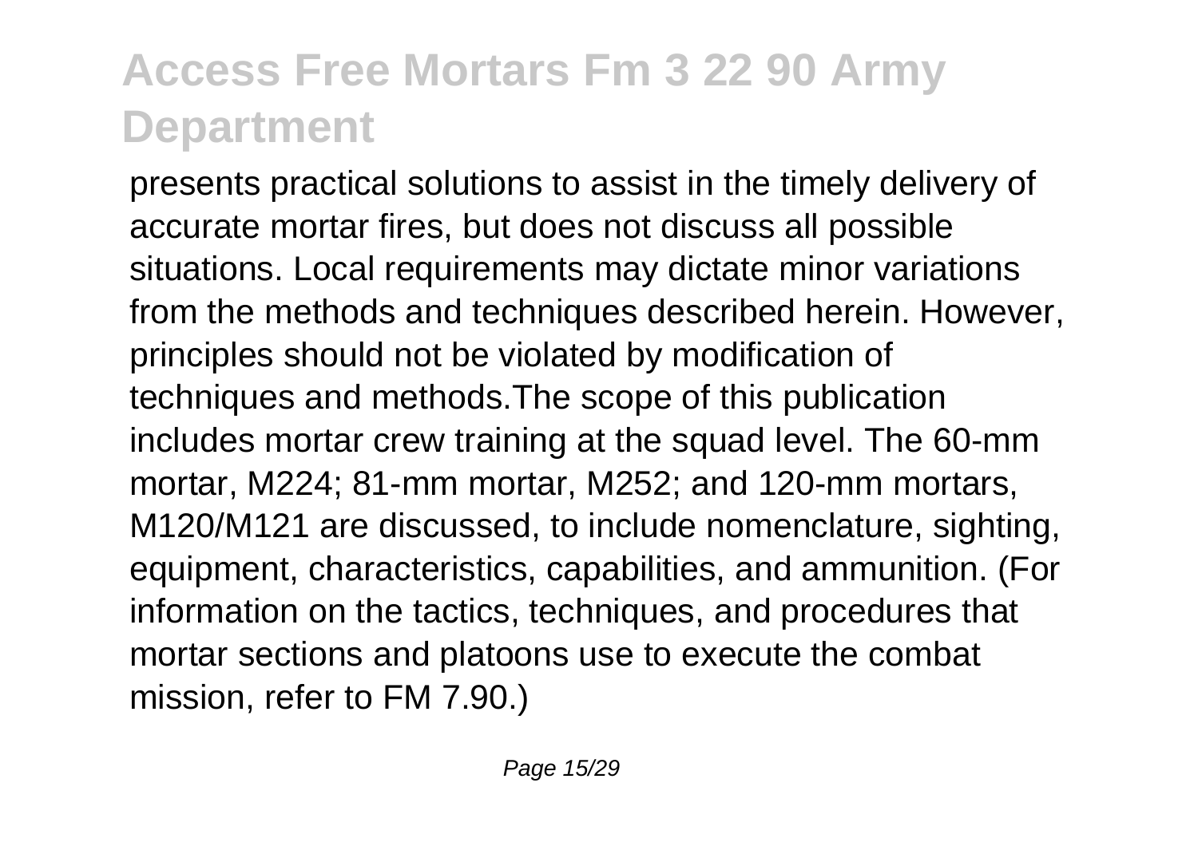presents practical solutions to assist in the timely delivery of accurate mortar fires, but does not discuss all possible situations. Local requirements may dictate minor variations from the methods and techniques described herein. However, principles should not be violated by modification of techniques and methods.The scope of this publication includes mortar crew training at the squad level. The 60-mm mortar, M224; 81-mm mortar, M252; and 120-mm mortars, M120/M121 are discussed, to include nomenclature, sighting, equipment, characteristics, capabilities, and ammunition. (For information on the tactics, techniques, and procedures that mortar sections and platoons use to execute the combat mission, refer to FM 7.90.)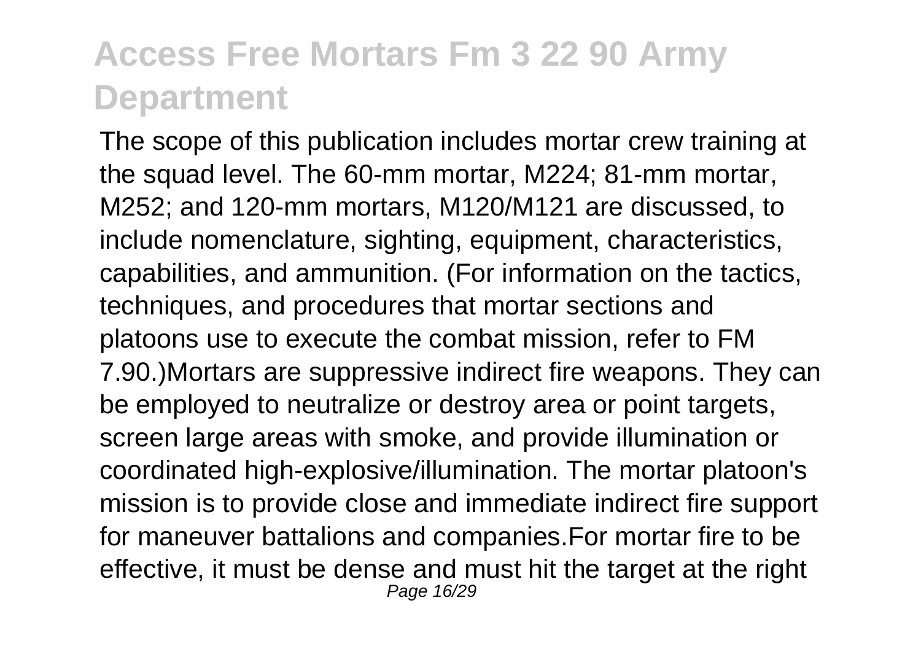The scope of this publication includes mortar crew training at the squad level. The 60-mm mortar, M224; 81-mm mortar, M252; and 120-mm mortars, M120/M121 are discussed, to include nomenclature, sighting, equipment, characteristics, capabilities, and ammunition. (For information on the tactics, techniques, and procedures that mortar sections and platoons use to execute the combat mission, refer to FM 7.90.)Mortars are suppressive indirect fire weapons. They can be employed to neutralize or destroy area or point targets, screen large areas with smoke, and provide illumination or coordinated high-explosive/illumination. The mortar platoon's mission is to provide close and immediate indirect fire support for maneuver battalions and companies.For mortar fire to be effective, it must be dense and must hit the target at the right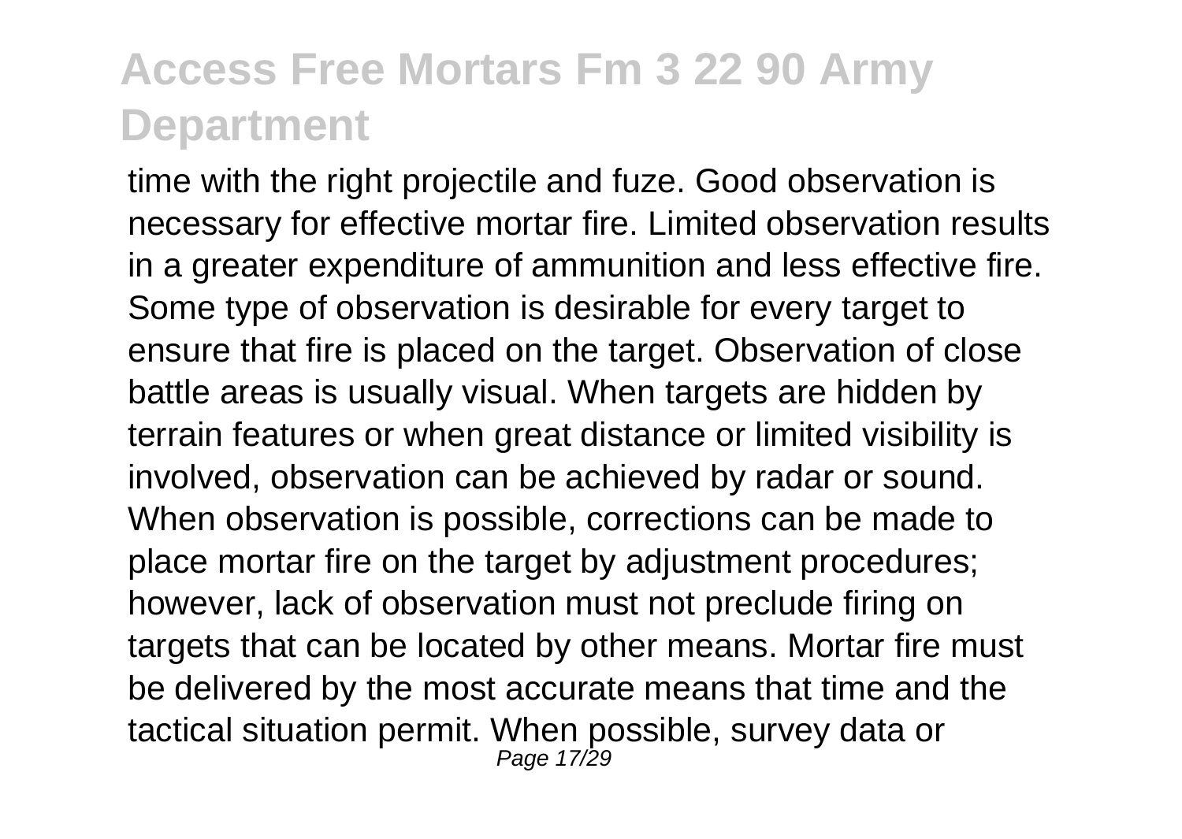time with the right projectile and fuze. Good observation is necessary for effective mortar fire. Limited observation results in a greater expenditure of ammunition and less effective fire. Some type of observation is desirable for every target to ensure that fire is placed on the target. Observation of close battle areas is usually visual. When targets are hidden by terrain features or when great distance or limited visibility is involved, observation can be achieved by radar or sound. When observation is possible, corrections can be made to place mortar fire on the target by adjustment procedures; however, lack of observation must not preclude firing on targets that can be located by other means. Mortar fire must be delivered by the most accurate means that time and the tactical situation permit. When possible, survey data or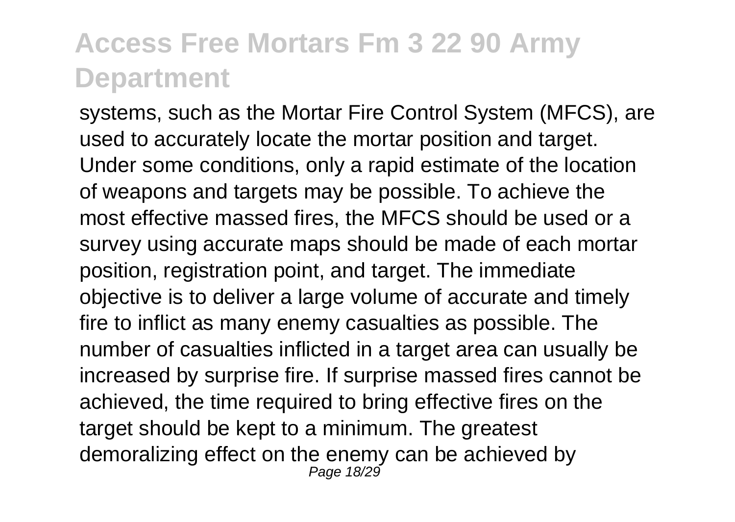systems, such as the Mortar Fire Control System (MFCS), are used to accurately locate the mortar position and target. Under some conditions, only a rapid estimate of the location of weapons and targets may be possible. To achieve the most effective massed fires, the MFCS should be used or a survey using accurate maps should be made of each mortar position, registration point, and target. The immediate objective is to deliver a large volume of accurate and timely fire to inflict as many enemy casualties as possible. The number of casualties inflicted in a target area can usually be increased by surprise fire. If surprise massed fires cannot be achieved, the time required to bring effective fires on the target should be kept to a minimum. The greatest demoralizing effect on the enemy can be achieved by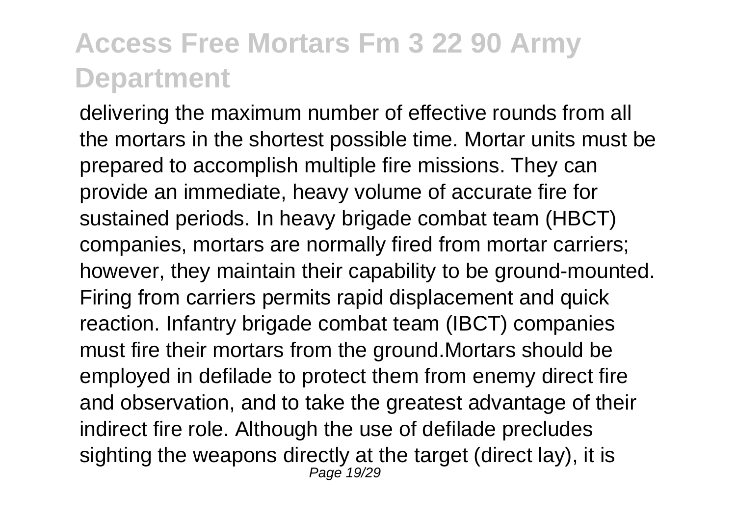delivering the maximum number of effective rounds from all the mortars in the shortest possible time. Mortar units must be prepared to accomplish multiple fire missions. They can provide an immediate, heavy volume of accurate fire for sustained periods. In heavy brigade combat team (HBCT) companies, mortars are normally fired from mortar carriers; however, they maintain their capability to be ground-mounted. Firing from carriers permits rapid displacement and quick reaction. Infantry brigade combat team (IBCT) companies must fire their mortars from the ground.Mortars should be employed in defilade to protect them from enemy direct fire and observation, and to take the greatest advantage of their indirect fire role. Although the use of defilade precludes sighting the weapons directly at the target (direct lay), it is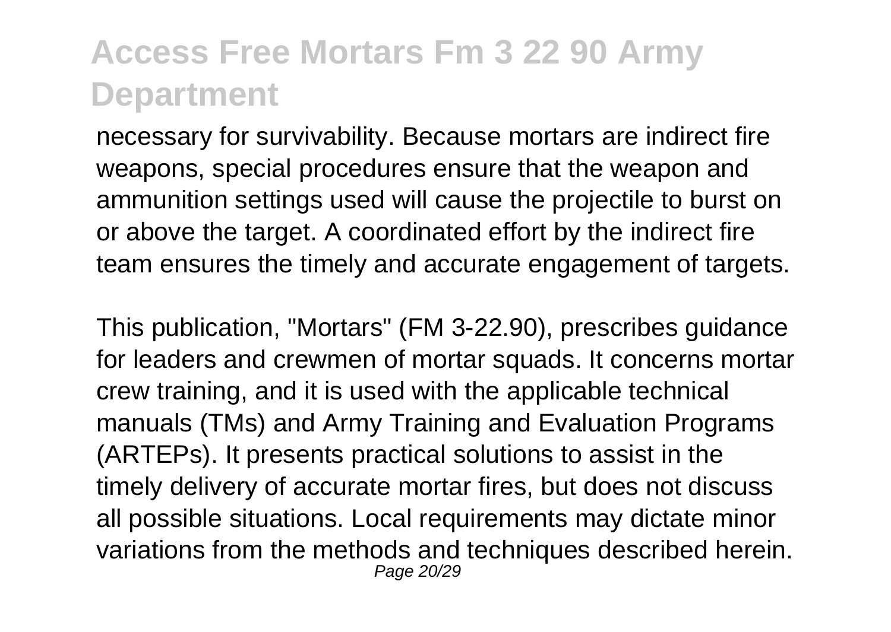necessary for survivability. Because mortars are indirect fire weapons, special procedures ensure that the weapon and ammunition settings used will cause the projectile to burst on or above the target. A coordinated effort by the indirect fire team ensures the timely and accurate engagement of targets.

This publication, "Mortars" (FM 3-22.90), prescribes guidance for leaders and crewmen of mortar squads. It concerns mortar crew training, and it is used with the applicable technical manuals (TMs) and Army Training and Evaluation Programs (ARTEPs). It presents practical solutions to assist in the timely delivery of accurate mortar fires, but does not discuss all possible situations. Local requirements may dictate minor variations from the methods and techniques described herein.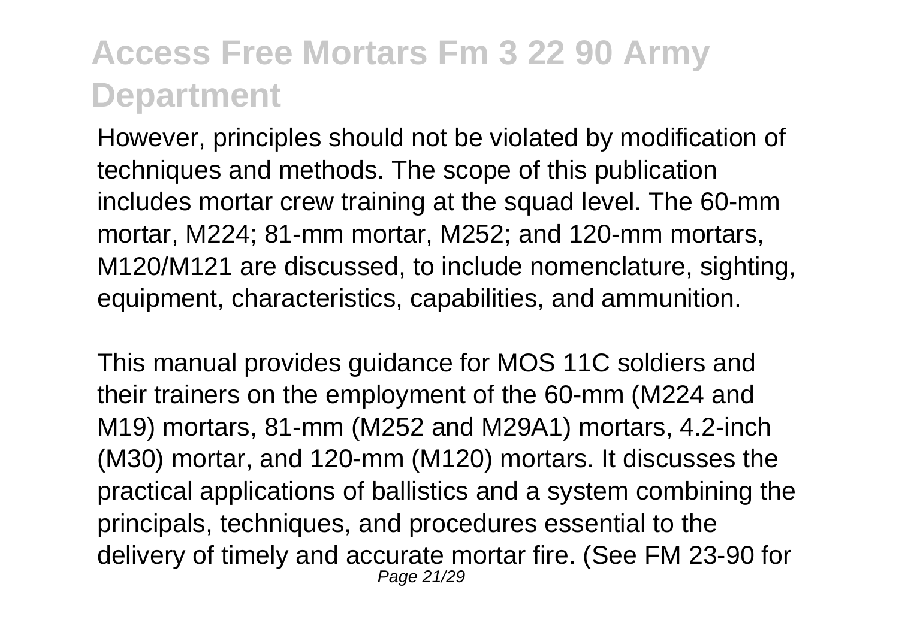However, principles should not be violated by modification of techniques and methods. The scope of this publication includes mortar crew training at the squad level. The 60-mm mortar, M224; 81-mm mortar, M252; and 120-mm mortars, M120/M121 are discussed, to include nomenclature, sighting, equipment, characteristics, capabilities, and ammunition.

This manual provides guidance for MOS 11C soldiers and their trainers on the employment of the 60-mm (M224 and M19) mortars, 81-mm (M252 and M29A1) mortars, 4.2-inch (M30) mortar, and 120-mm (M120) mortars. It discusses the practical applications of ballistics and a system combining the principals, techniques, and procedures essential to the delivery of timely and accurate mortar fire. (See FM 23-90 for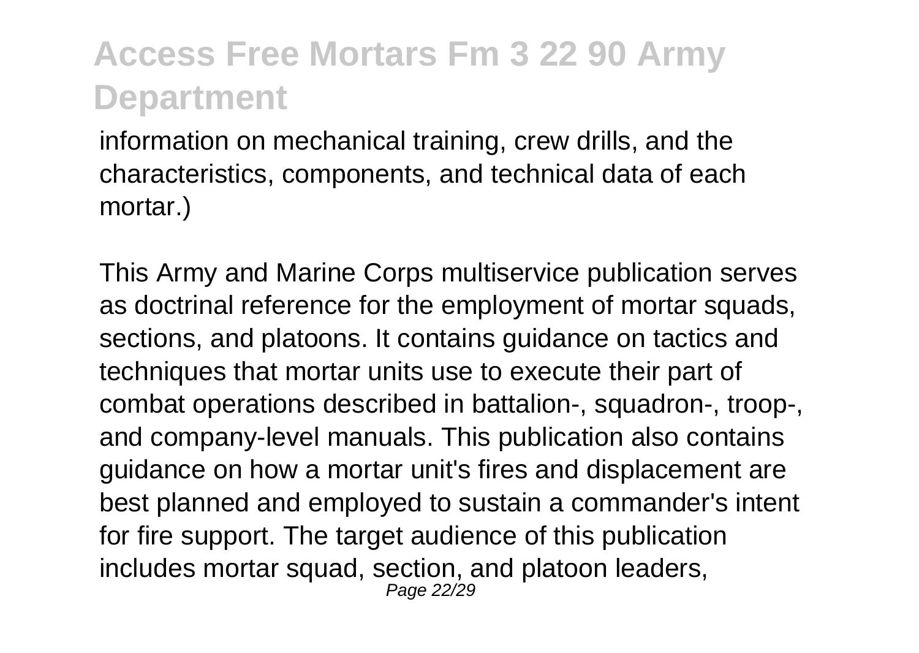information on mechanical training, crew drills, and the characteristics, components, and technical data of each mortar.)

This Army and Marine Corps multiservice publication serves as doctrinal reference for the employment of mortar squads, sections, and platoons. It contains guidance on tactics and techniques that mortar units use to execute their part of combat operations described in battalion-, squadron-, troop-, and company-level manuals. This publication also contains guidance on how a mortar unit's fires and displacement are best planned and employed to sustain a commander's intent for fire support. The target audience of this publication includes mortar squad, section, and platoon leaders,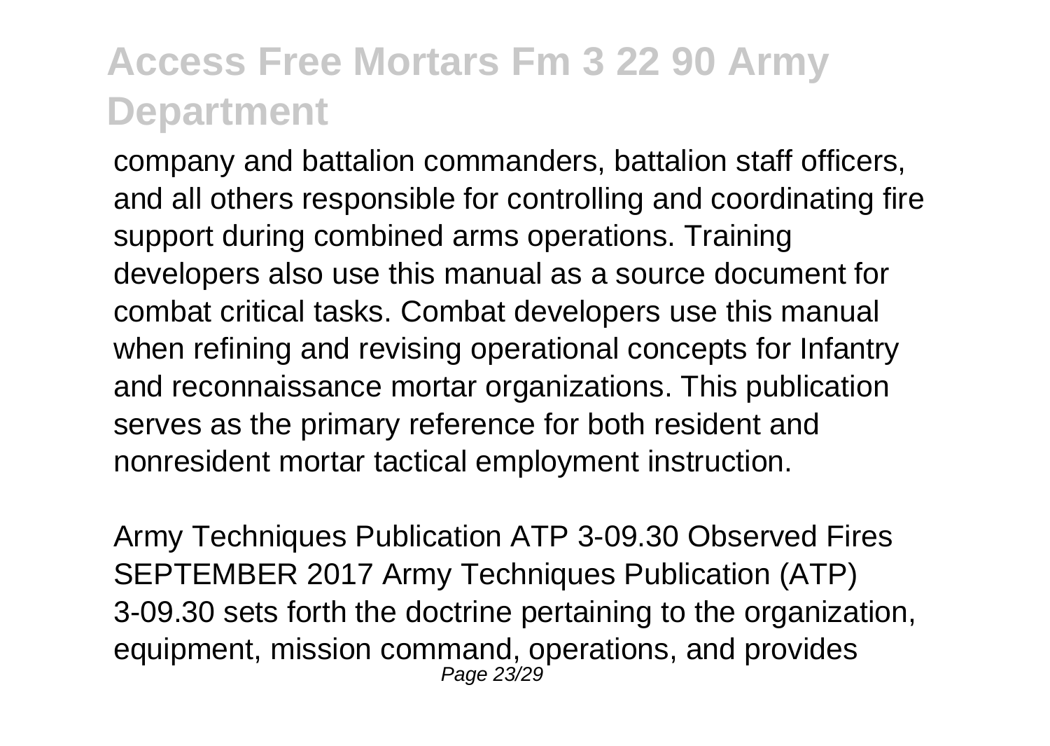company and battalion commanders, battalion staff officers, and all others responsible for controlling and coordinating fire support during combined arms operations. Training developers also use this manual as a source document for combat critical tasks. Combat developers use this manual when refining and revising operational concepts for Infantry and reconnaissance mortar organizations. This publication serves as the primary reference for both resident and nonresident mortar tactical employment instruction.

Army Techniques Publication ATP 3-09.30 Observed Fires SEPTEMBER 2017 Army Techniques Publication (ATP) 3-09.30 sets forth the doctrine pertaining to the organization, equipment, mission command, operations, and provides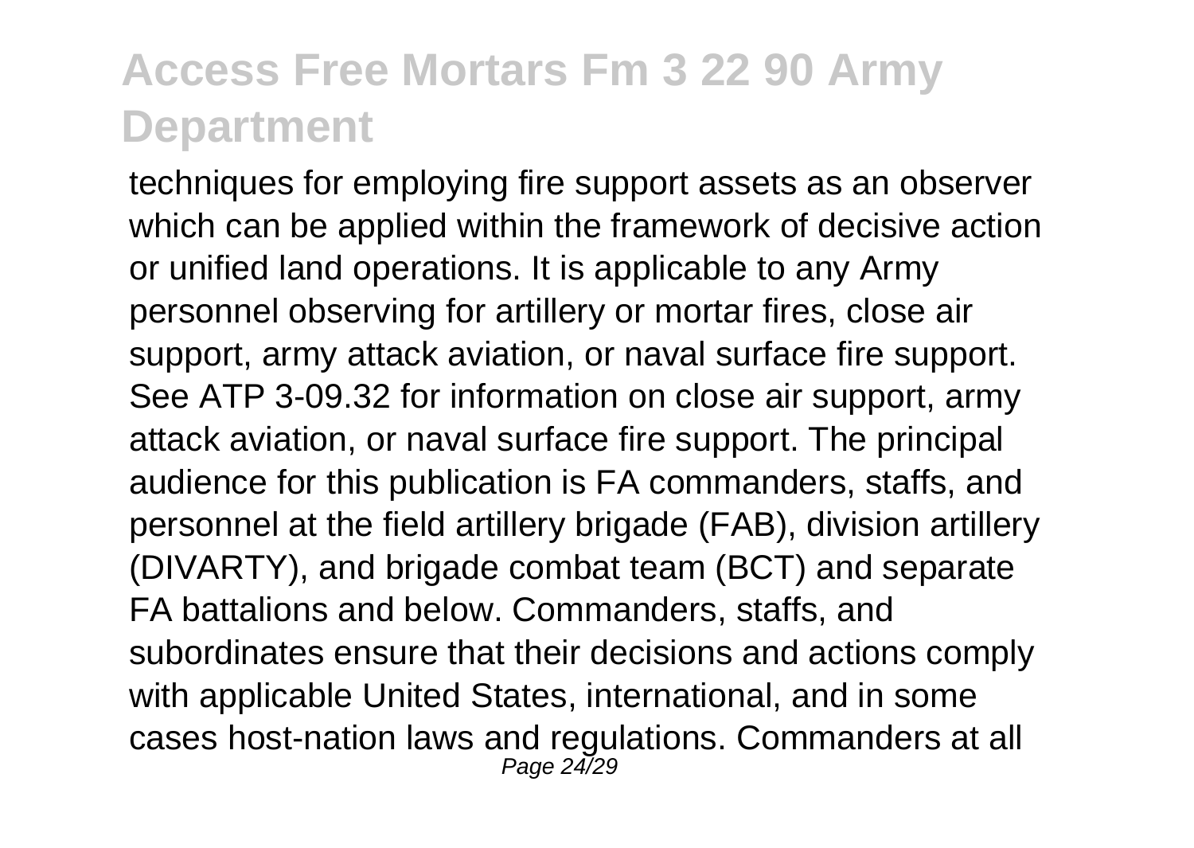techniques for employing fire support assets as an observer which can be applied within the framework of decisive action or unified land operations. It is applicable to any Army personnel observing for artillery or mortar fires, close air support, army attack aviation, or naval surface fire support. See ATP 3-09.32 for information on close air support, army attack aviation, or naval surface fire support. The principal audience for this publication is FA commanders, staffs, and personnel at the field artillery brigade (FAB), division artillery (DIVARTY), and brigade combat team (BCT) and separate FA battalions and below. Commanders, staffs, and subordinates ensure that their decisions and actions comply with applicable United States, international, and in some cases host-nation laws and regulations. Commanders at all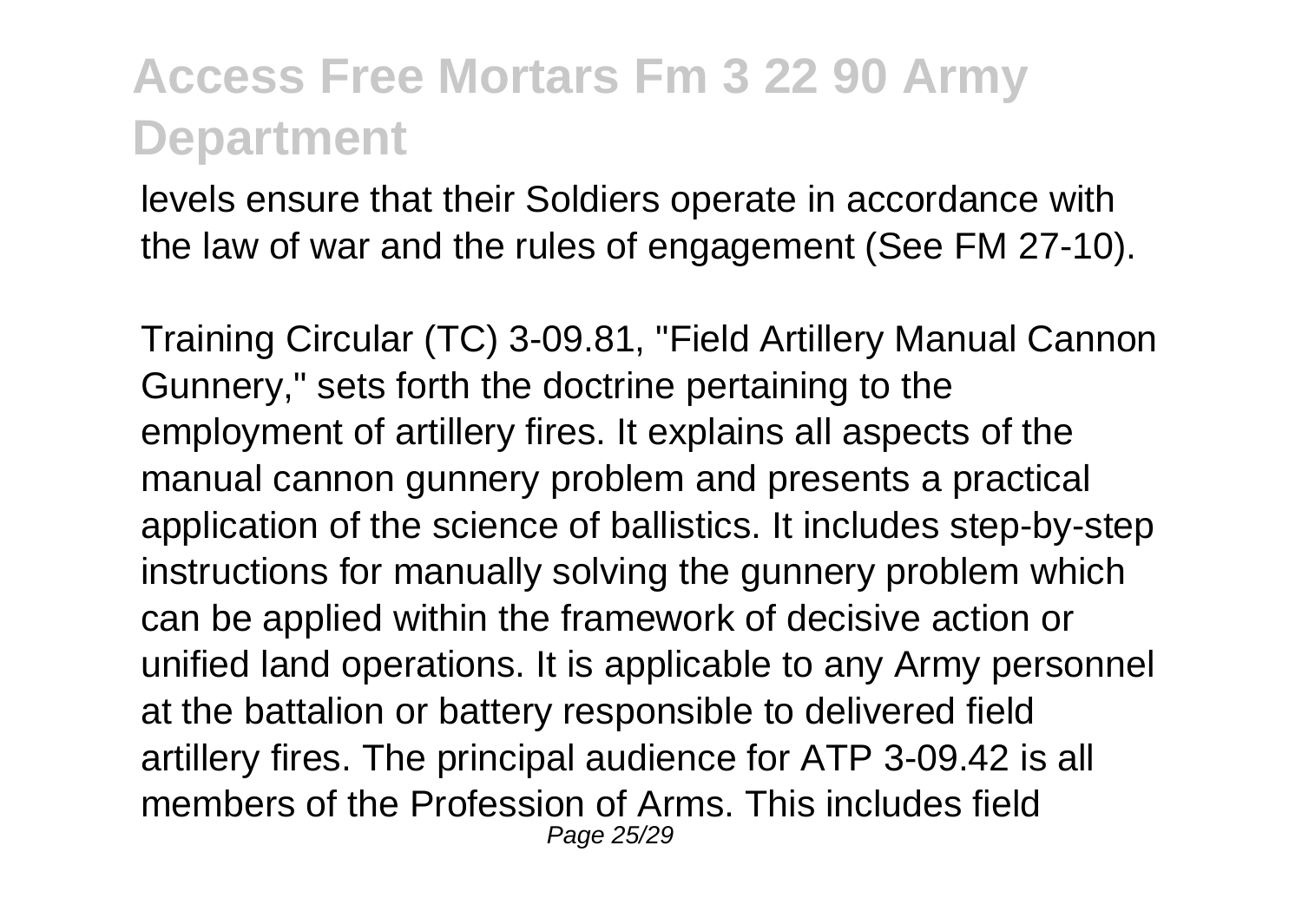levels ensure that their Soldiers operate in accordance with the law of war and the rules of engagement (See FM 27-10).

Training Circular (TC) 3-09.81, "Field Artillery Manual Cannon Gunnery," sets forth the doctrine pertaining to the employment of artillery fires. It explains all aspects of the manual cannon gunnery problem and presents a practical application of the science of ballistics. It includes step-by-step instructions for manually solving the gunnery problem which can be applied within the framework of decisive action or unified land operations. It is applicable to any Army personnel at the battalion or battery responsible to delivered field artillery fires. The principal audience for ATP 3-09.42 is all members of the Profession of Arms. This includes field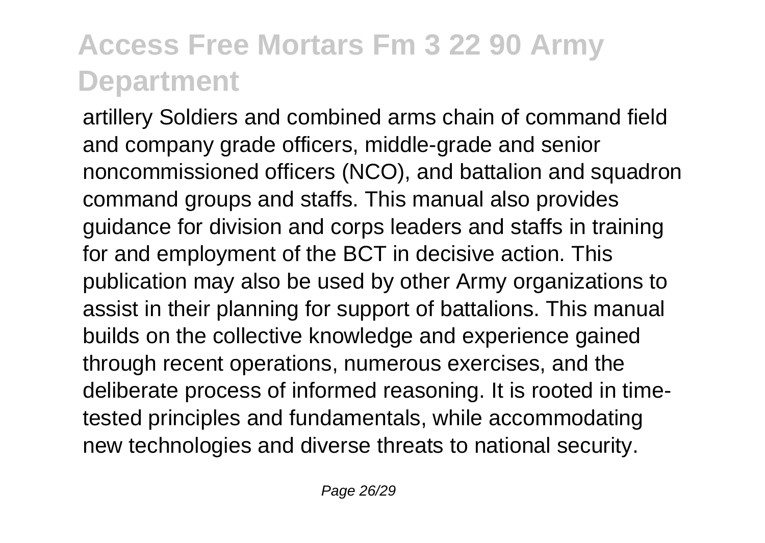artillery Soldiers and combined arms chain of command field and company grade officers, middle-grade and senior noncommissioned officers (NCO), and battalion and squadron command groups and staffs. This manual also provides guidance for division and corps leaders and staffs in training for and employment of the BCT in decisive action. This publication may also be used by other Army organizations to assist in their planning for support of battalions. This manual builds on the collective knowledge and experience gained through recent operations, numerous exercises, and the deliberate process of informed reasoning. It is rooted in time-tested principles and fundamentals, while accommodating new technologies and diverse threats to national security.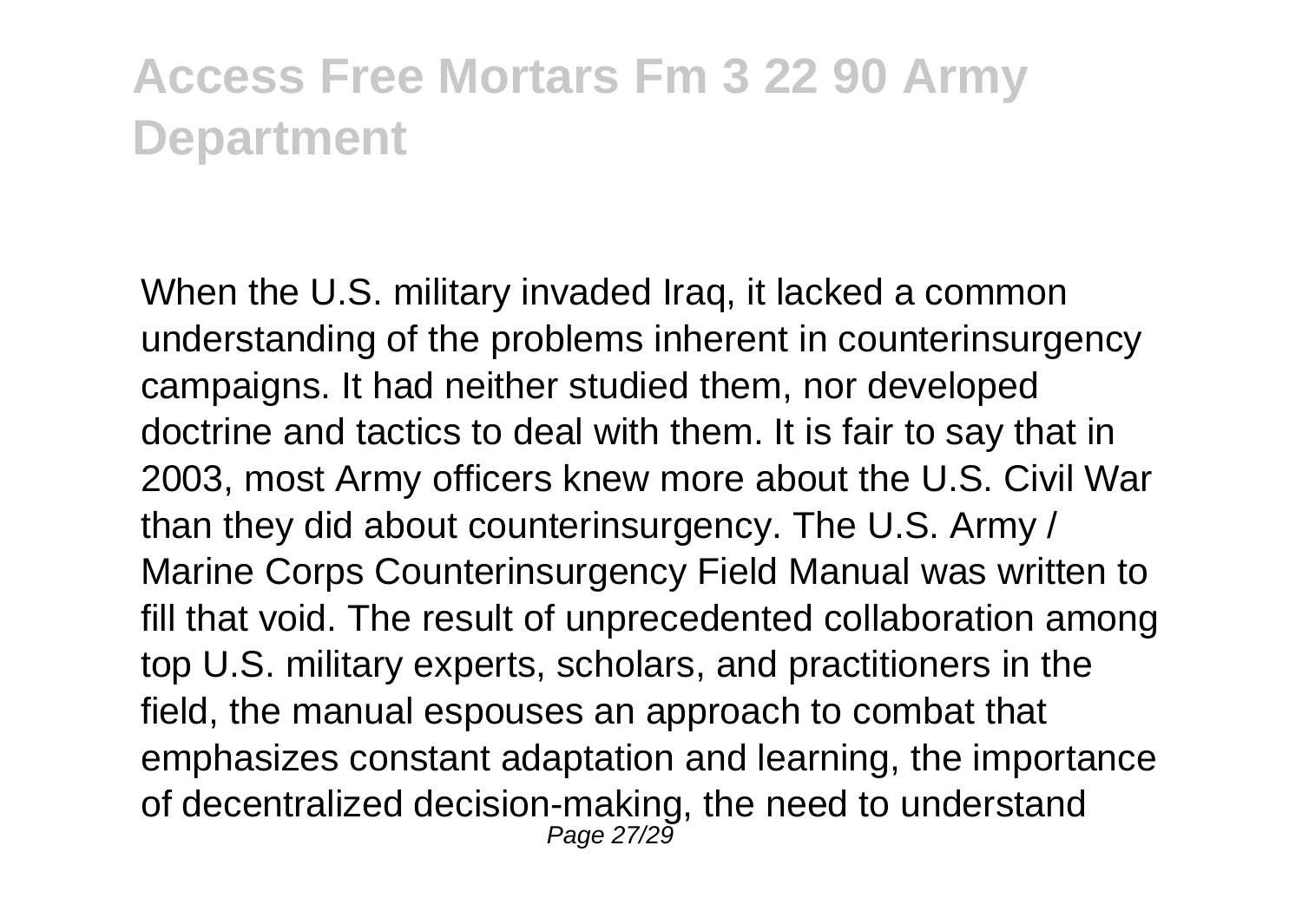When the U.S. military invaded Iraq, it lacked a common understanding of the problems inherent in counterinsurgency campaigns. It had neither studied them, nor developed doctrine and tactics to deal with them. It is fair to say that in 2003, most Army officers knew more about the U.S. Civil War than they did about counterinsurgency. The U.S. Army / Marine Corps Counterinsurgency Field Manual was written to fill that void. The result of unprecedented collaboration among top U.S. military experts, scholars, and practitioners in the field, the manual espouses an approach to combat that emphasizes constant adaptation and learning, the importance of decentralized decision-making, the need to understand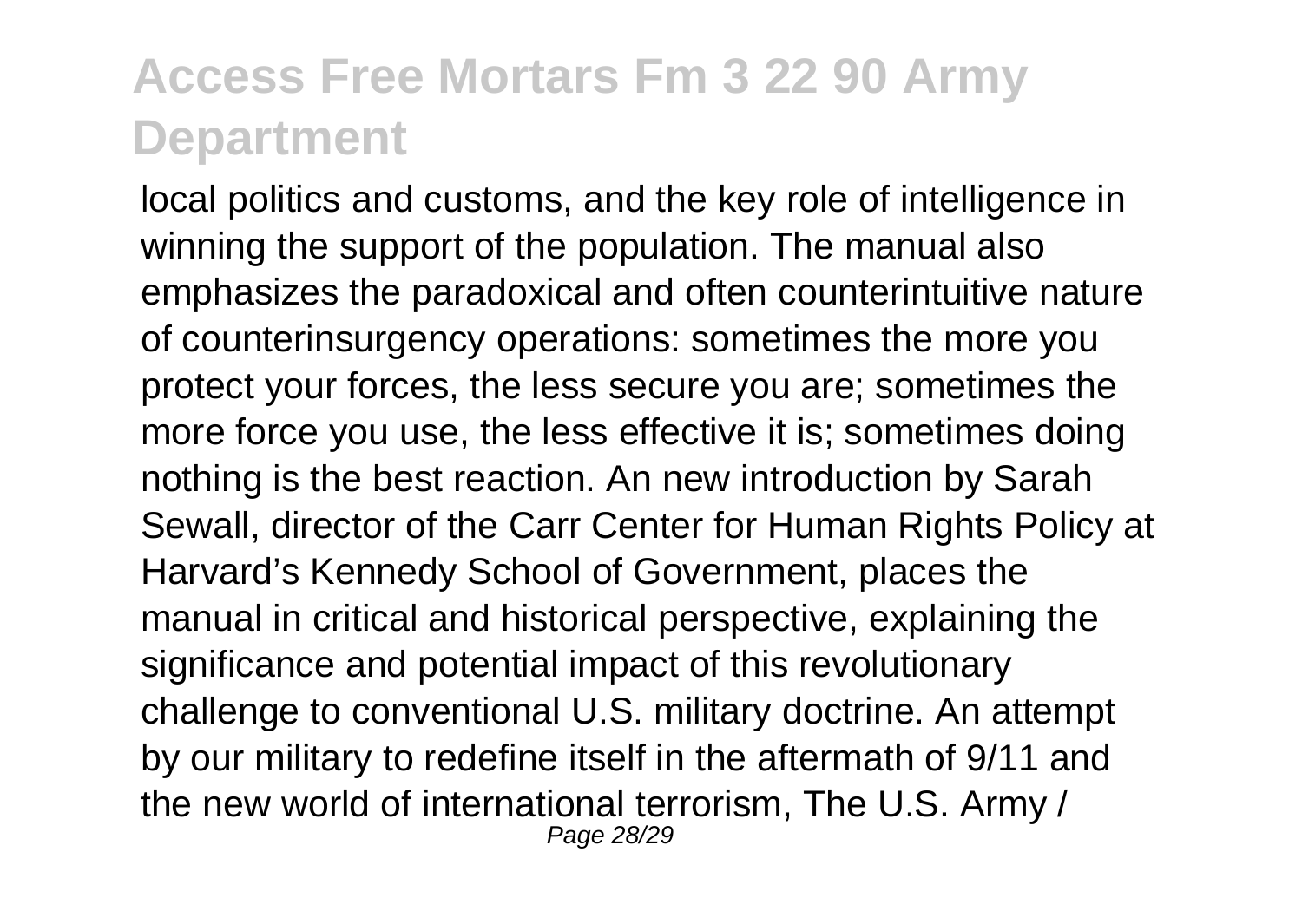local politics and customs, and the key role of intelligence in winning the support of the population. The manual also emphasizes the paradoxical and often counterintuitive nature of counterinsurgency operations: sometimes the more you protect your forces, the less secure you are; sometimes the more force you use, the less effective it is; sometimes doing nothing is the best reaction. An new introduction by Sarah Sewall, director of the Carr Center for Human Rights Policy at Harvard's Kennedy School of Government, places the manual in critical and historical perspective, explaining the significance and potential impact of this revolutionary challenge to conventional U.S. military doctrine. An attempt by our military to redefine itself in the aftermath of 9/11 and the new world of international terrorism, The U.S. Army /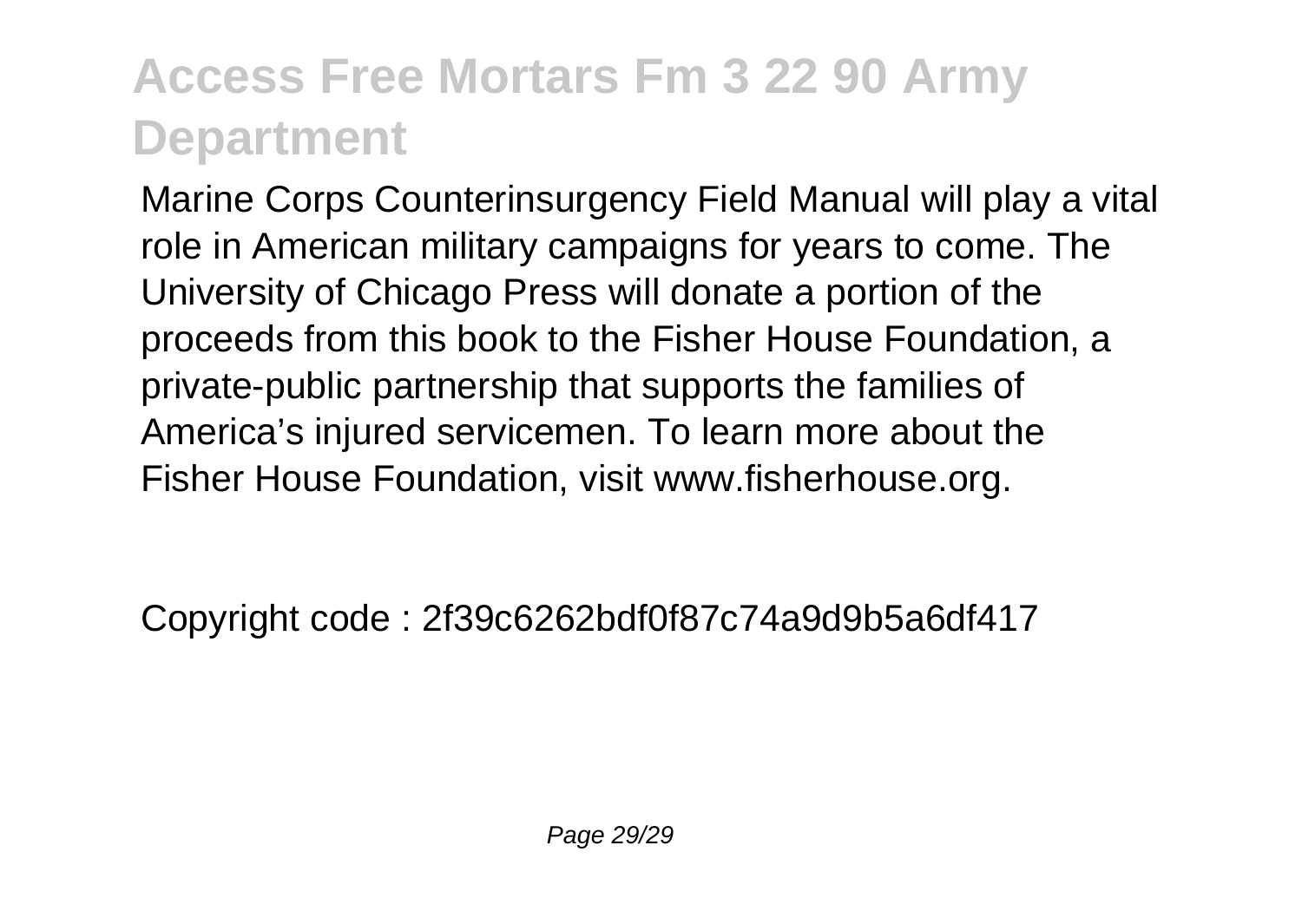Marine Corps Counterinsurgency Field Manual will play a vital role in American military campaigns for years to come. The University of Chicago Press will donate a portion of the proceeds from this book to the Fisher House Foundation, a private-public partnership that supports the families of America's injured servicemen. To learn more about the Fisher House Foundation, visit www.fisherhouse.org.

Copyright code : 2f39c6262bdf0f87c74a9d9b5a6df417